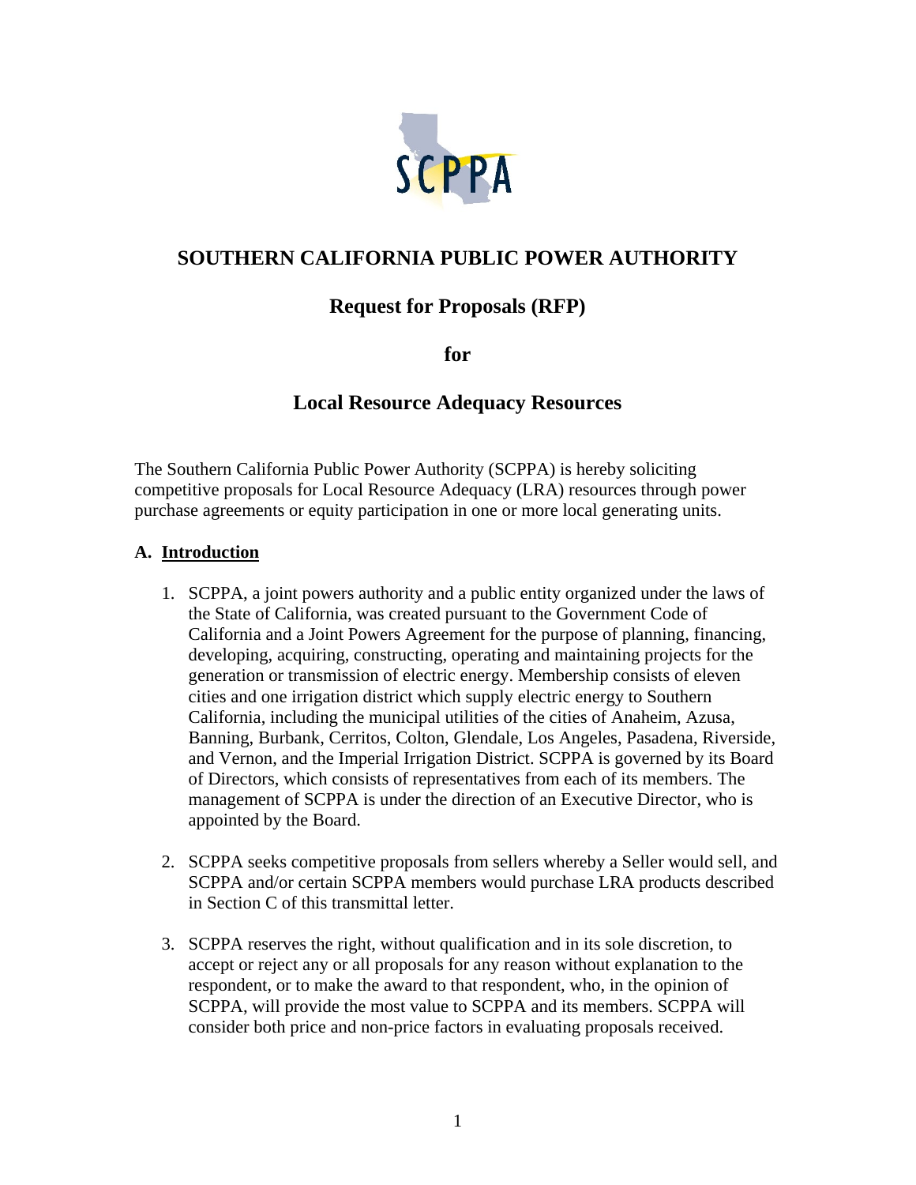# SOUTHERN CALIFORNIA PUBLIC POWER AUTHORITY

## Request for Proposals (RFP)

## for

## Local Resource Adequacy Resources

The Southern California Public Power Authority (SCPPA) is hereby soliciting competitive proposals for Local Resource Adequacy (LRA) resources through power purchase agreements or equity participation in one or more local generating units.

### A. Introduction

1. SCPPA, a joint powers authority and a public entity organized under the laws of the State of California, was created pursuant to the Government Code of California and a Joint Powers Agreement for the purpose of planning, financing, developing, acquiring, constructing, operating and maintaining projects for the generation or transmission of electric energy. Membership consists of eleven cities and one irrigation district which supply electric energy to Southern California, including the municipal utilities of the cities of Anaheim, Azusa, Banning, Burbank, Cerritos, Colton, Glendale, Los Angeles, Pasadena, Riverside, and Vernon, and the Imperial Irrigation District. SCPPA is governed by its Board of Directors, which consists of representatives from each of its members. The management of SCPPA is under the direction of an Executive Director, who is appointed by the Board.

2. SCPPA seeks competitive proposals from sellers whereby a Seller would sell, and SCPPA and/or certain SCPPA members would purchase LRA products described in Section C of this transmittal letter.

3. SCPPA reserves the right, without qualification and in its sole discretion, to accept or reject any or all proposals for any reason without explanation to the respondent, or to make the award to that respondent, who, in the opinion of SCPPA, will provide the most value to SCPPA and its members. SCPPA will consider both price and non-price factors in evaluating proposals received.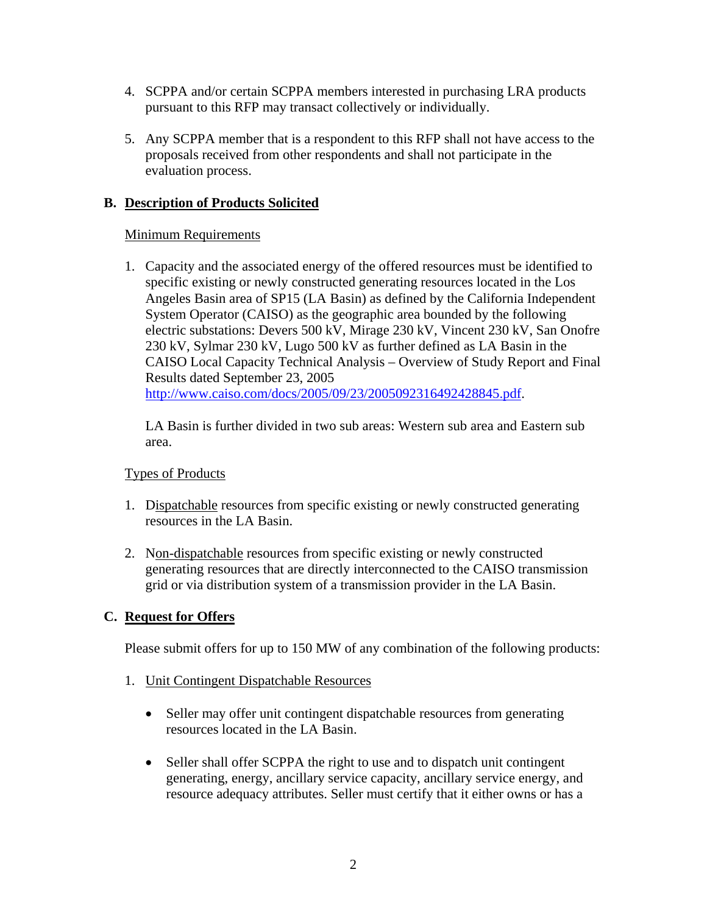4. SCPPA and/or certain SCPPA members interested in purchasing LRA products pursuant to this RFP may transact collectively or individually.

5. Any SCPPA member that is a respondent to this RFP shall not have access to the proposals received from other respondents and shall not participate in the evaluation process.

### B. Description of Products Solicited

Minimum Requirements

1. Capacity and the associated energy of the offered resources must be identified to specific existing or newly constructed generating resources located in the Los Angeles Basin area of SP15 (LA Basin) as defined by the California Independent System Operator (CAISO) as the geographic area bounded by the following electric substations: Devers 500 kV, Mirage 230 kV, Vincent 230 kV, San Onofre 230 kV, Sylmar 230 kV, Lugo 500 kV as further defined as LA Basin in the CAISO Local Capacity Technical Analysis – Overview of Study Report and Final Results dated September 23, 2005 http://www.caiso.com/docs/2005/09/23/2005092316492428845.pdf.

   LA Basin is further divided in two sub areas: Western sub area and Eastern sub area.

Types of Products

1. Dispatchable resources from specific existing or newly constructed generating resources in the LA Basin.

2. Non-dispatchable resources from specific existing or newly constructed generating resources that are directly interconnected to the CAISO transmission grid or via distribution system of a transmission provider in the LA Basin.

### C. Request for Offers

Please submit offers for up to 150 MW of any combination of the following products:

1. Unit Contingent Dispatchable Resources

   - Seller may offer unit contingent dispatchable resources from generating resources located in the LA Basin.

   - Seller shall offer SCPPA the right to use and to dispatch unit contingent generating, energy, ancillary service capacity, ancillary service energy, and resource adequacy attributes. Seller must certify that it either owns or has a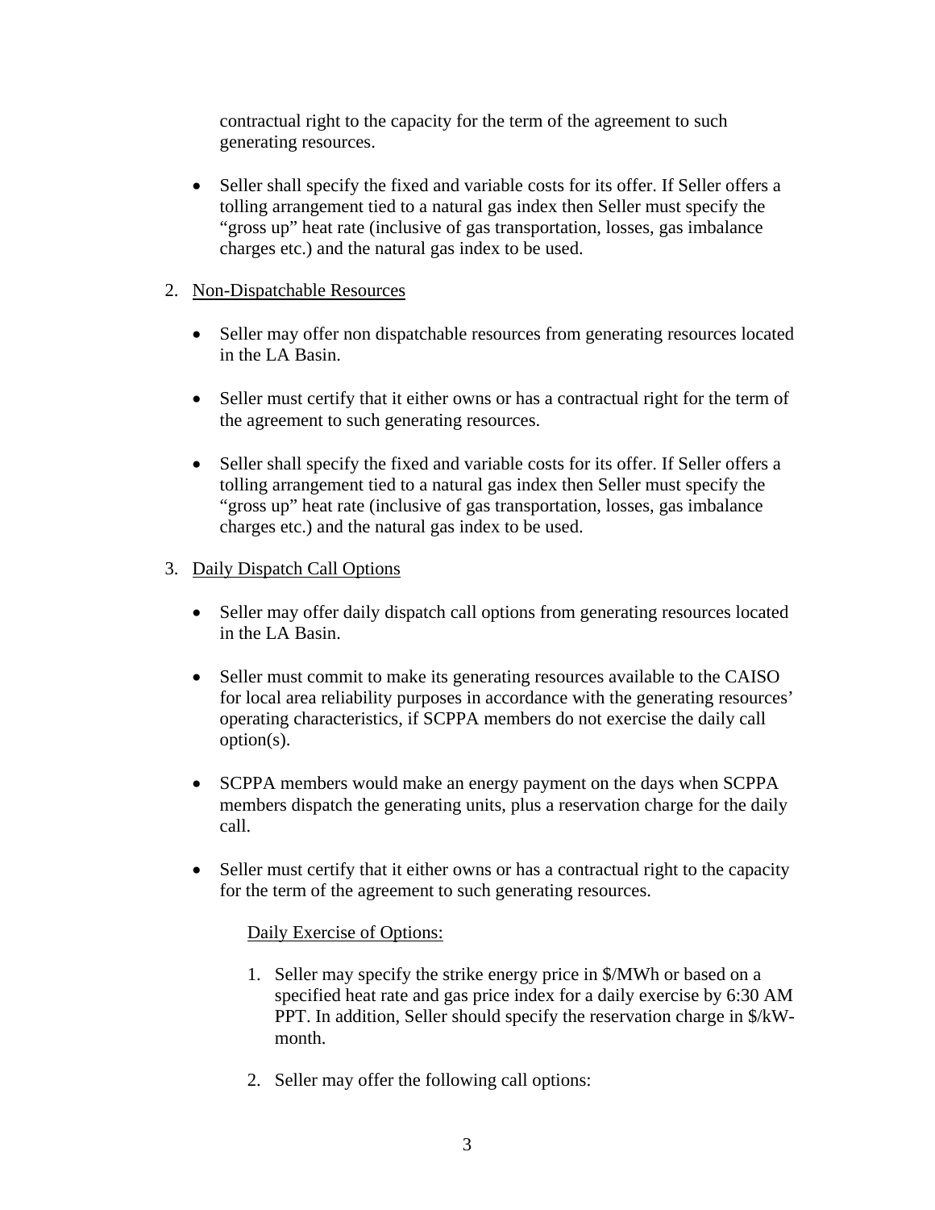contractual right to the capacity for the term of the agreement to such generating resources.

- Seller shall specify the fixed and variable costs for its offer. If Seller offers a tolling arrangement tied to a natural gas index then Seller must specify the "gross up" heat rate (inclusive of gas transportation, losses, gas imbalance charges etc.) and the natural gas index to be used.

2. <u>Non-Dispatchable Resources</u>

   - Seller may offer non dispatchable resources from generating resources located in the LA Basin.

   - Seller must certify that it either owns or has a contractual right for the term of the agreement to such generating resources.

   - Seller shall specify the fixed and variable costs for its offer. If Seller offers a tolling arrangement tied to a natural gas index then Seller must specify the "gross up" heat rate (inclusive of gas transportation, losses, gas imbalance charges etc.) and the natural gas index to be used.

3. <u>Daily Dispatch Call Options</u>

   - Seller may offer daily dispatch call options from generating resources located in the LA Basin.

   - Seller must commit to make its generating resources available to the CAISO for local area reliability purposes in accordance with the generating resources' operating characteristics, if SCPPA members do not exercise the daily call option(s).

   - SCPPA members would make an energy payment on the days when SCPPA members dispatch the generating units, plus a reservation charge for the daily call.

   - Seller must certify that it either owns or has a contractual right to the capacity for the term of the agreement to such generating resources.

     <u>Daily Exercise of Options:</u>

     1. Seller may specify the strike energy price in $/MWh or based on a specified heat rate and gas price index for a daily exercise by 6:30 AM PPT. In addition, Seller should specify the reservation charge in $/kW-month.

     2. Seller may offer the following call options: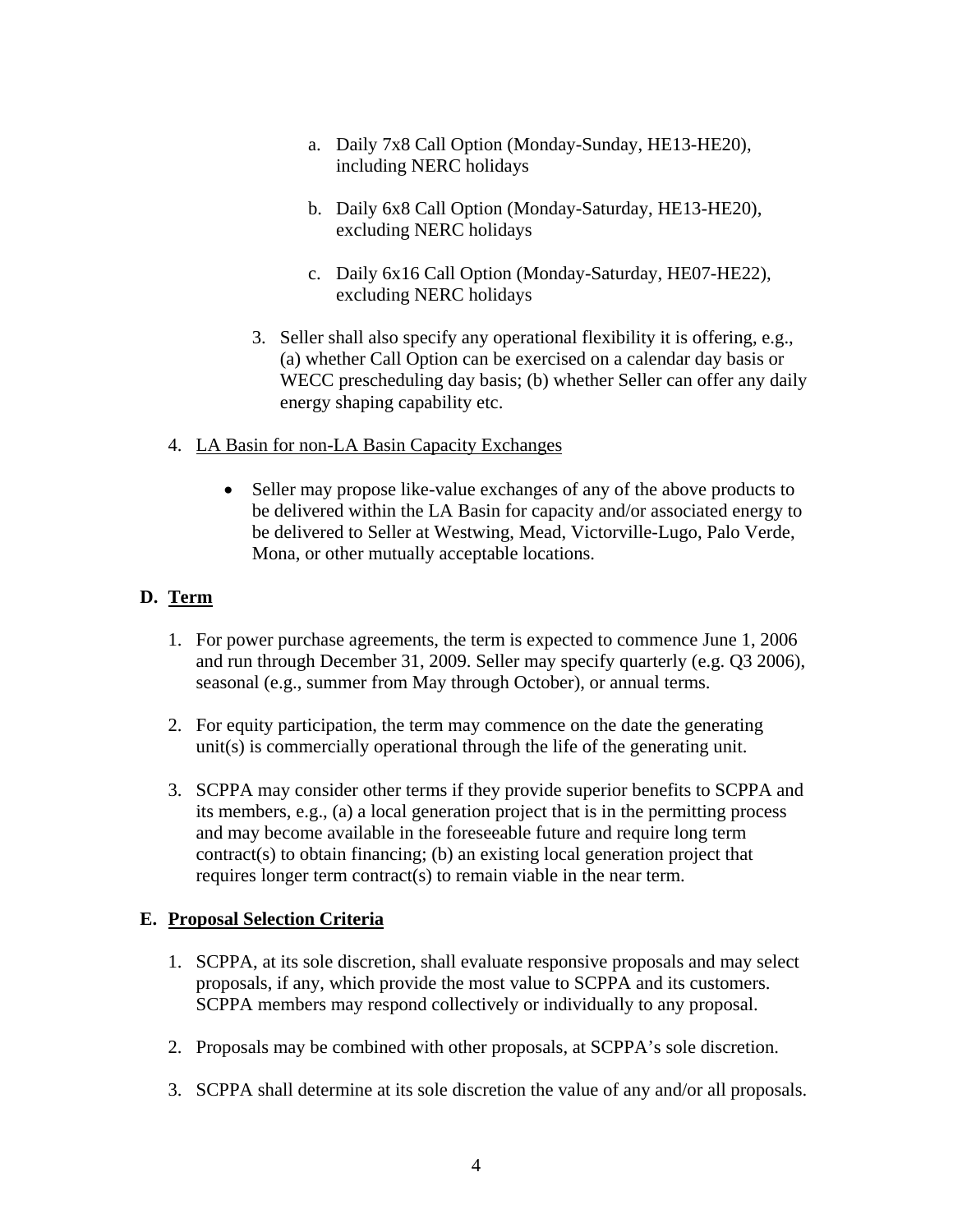a. Daily 7x8 Call Option (Monday-Sunday, HE13-HE20), including NERC holidays

   b. Daily 6x8 Call Option (Monday-Saturday, HE13-HE20), excluding NERC holidays

   c. Daily 6x16 Call Option (Monday-Saturday, HE07-HE22), excluding NERC holidays

3. Seller shall also specify any operational flexibility it is offering, e.g., (a) whether Call Option can be exercised on a calendar day basis or WECC prescheduling day basis; (b) whether Seller can offer any daily energy shaping capability etc.

4. <u>LA Basin for non-LA Basin Capacity Exchanges</u>

   - Seller may propose like-value exchanges of any of the above products to be delivered within the LA Basin for capacity and/or associated energy to be delivered to Seller at Westwing, Mead, Victorville-Lugo, Palo Verde, Mona, or other mutually acceptable locations.

## D. <u>Term</u>

1. For power purchase agreements, the term is expected to commence June 1, 2006 and run through December 31, 2009. Seller may specify quarterly (e.g. Q3 2006), seasonal (e.g., summer from May through October), or annual terms.

2. For equity participation, the term may commence on the date the generating unit(s) is commercially operational through the life of the generating unit.

3. SCPPA may consider other terms if they provide superior benefits to SCPPA and its members, e.g., (a) a local generation project that is in the permitting process and may become available in the foreseeable future and require long term contract(s) to obtain financing; (b) an existing local generation project that requires longer term contract(s) to remain viable in the near term.

## E. <u>Proposal Selection Criteria</u>

1. SCPPA, at its sole discretion, shall evaluate responsive proposals and may select proposals, if any, which provide the most value to SCPPA and its customers. SCPPA members may respond collectively or individually to any proposal.

2. Proposals may be combined with other proposals, at SCPPA's sole discretion.

3. SCPPA shall determine at its sole discretion the value of any and/or all proposals.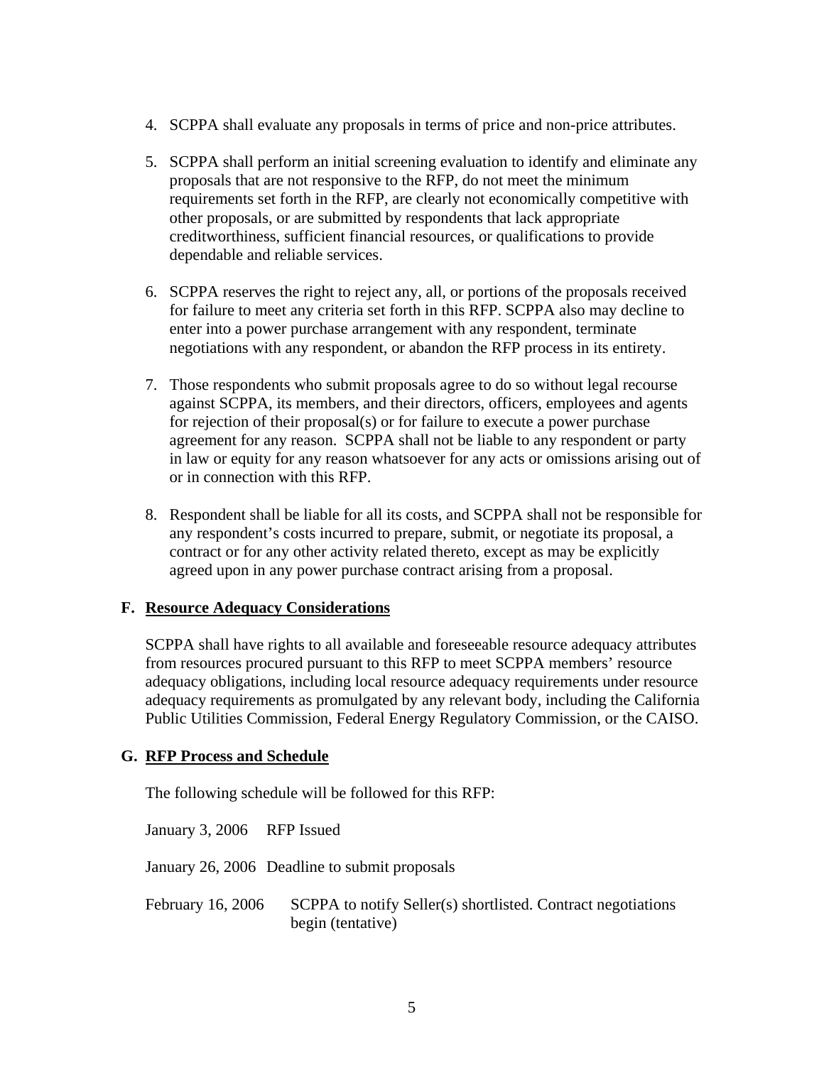4. SCPPA shall evaluate any proposals in terms of price and non-price attributes.

5. SCPPA shall perform an initial screening evaluation to identify and eliminate any proposals that are not responsive to the RFP, do not meet the minimum requirements set forth in the RFP, are clearly not economically competitive with other proposals, or are submitted by respondents that lack appropriate creditworthiness, sufficient financial resources, or qualifications to provide dependable and reliable services.

6. SCPPA reserves the right to reject any, all, or portions of the proposals received for failure to meet any criteria set forth in this RFP. SCPPA also may decline to enter into a power purchase arrangement with any respondent, terminate negotiations with any respondent, or abandon the RFP process in its entirety.

7. Those respondents who submit proposals agree to do so without legal recourse against SCPPA, its members, and their directors, officers, employees and agents for rejection of their proposal(s) or for failure to execute a power purchase agreement for any reason. SCPPA shall not be liable to any respondent or party in law or equity for any reason whatsoever for any acts or omissions arising out of or in connection with this RFP.

8. Respondent shall be liable for all its costs, and SCPPA shall not be responsible for any respondent's costs incurred to prepare, submit, or negotiate its proposal, a contract or for any other activity related thereto, except as may be explicitly agreed upon in any power purchase contract arising from a proposal.

**F. Resource Adequacy Considerations**

SCPPA shall have rights to all available and foreseeable resource adequacy attributes from resources procured pursuant to this RFP to meet SCPPA members' resource adequacy obligations, including local resource adequacy requirements under resource adequacy requirements as promulgated by any relevant body, including the California Public Utilities Commission, Federal Energy Regulatory Commission, or the CAISO.

**G. RFP Process and Schedule**

The following schedule will be followed for this RFP:

| | |
|---|---|
| January 3, 2006 | RFP Issued |
| January 26, 2006 | Deadline to submit proposals |
| February 16, 2006 | SCPPA to notify Seller(s) shortlisted. Contract negotiations begin (tentative) |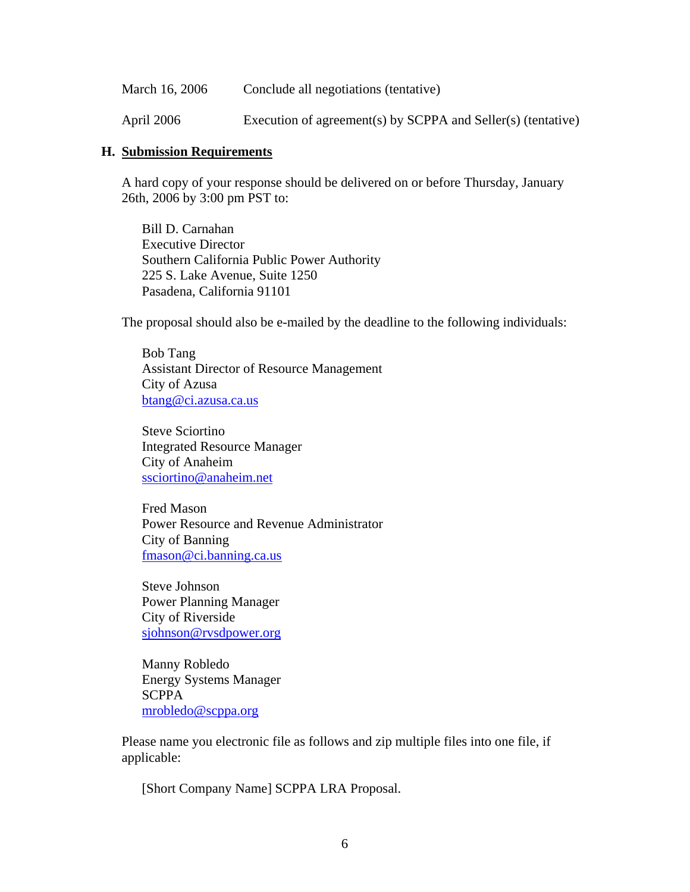| | |
|---|---|
| March 16, 2006 | Conclude all negotiations (tentative) |
| April 2006 | Execution of agreement(s) by SCPPA and Seller(s) (tentative) |

## H. Submission Requirements

A hard copy of your response should be delivered on or before Thursday, January 26th, 2006 by 3:00 pm PST to:

Bill D. Carnahan
Executive Director
Southern California Public Power Authority
225 S. Lake Avenue, Suite 1250
Pasadena, California 91101

The proposal should also be e-mailed by the deadline to the following individuals:

Bob Tang
Assistant Director of Resource Management
City of Azusa
btang@ci.azusa.ca.us

Steve Sciortino
Integrated Resource Manager
City of Anaheim
ssciortino@anaheim.net

Fred Mason
Power Resource and Revenue Administrator
City of Banning
fmason@ci.banning.ca.us

Steve Johnson
Power Planning Manager
City of Riverside
sjohnson@rvsdpower.org

Manny Robledo
Energy Systems Manager
SCPPA
mrobledo@scppa.org

Please name you electronic file as follows and zip multiple files into one file, if applicable:

[Short Company Name] SCPPA LRA Proposal.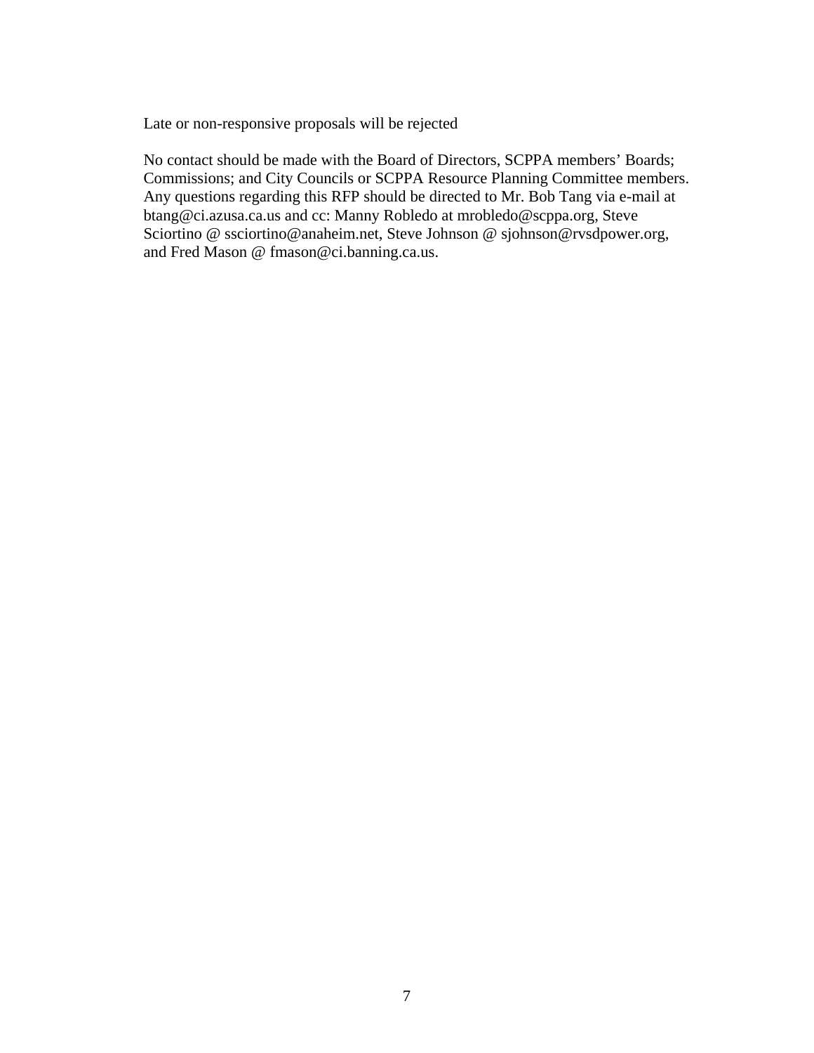Late or non-responsive proposals will be rejected

No contact should be made with the Board of Directors, SCPPA members' Boards; Commissions; and City Councils or SCPPA Resource Planning Committee members. Any questions regarding this RFP should be directed to Mr. Bob Tang via e-mail at btang@ci.azusa.ca.us and cc: Manny Robledo at mrobledo@scppa.org, Steve Sciortino @ ssciortino@anaheim.net, Steve Johnson @ sjohnson@rvsdpower.org, and Fred Mason @ fmason@ci.banning.ca.us.